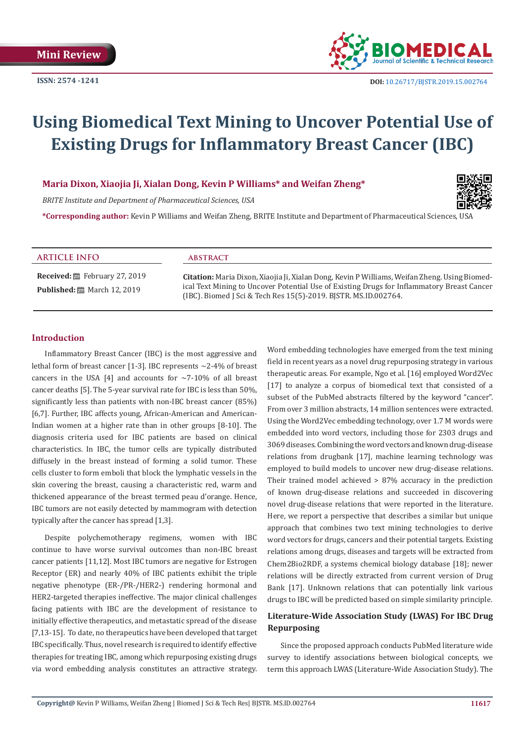Mini Review

ISSN: 2574 -1241

DOI: 10.26717/BJSTR.2019.15.002764

# Using Biomedical Text Mining to Uncover Potential Use of Existing Drugs for Inflammatory Breast Cancer (IBC)

**Maria Dixon, Xiaojia Ji, Xialan Dong, Kevin P Williams\* and Weifan Zheng\***

*BRITE Institute and Department of Pharmaceutical Sciences, USA*

**\*Corresponding author:** Kevin P Williams and Weifan Zheng, BRITE Institute and Department of Pharmaceutical Sciences, USA

## ARTICLE INFO

**Received:** February 27, 2019

**Published:** March 12, 2019

## abstract

**Citation:** Maria Dixon, Xiaojia Ji, Xialan Dong, Kevin P Williams, Weifan Zheng. Using Biomedical Text Mining to Uncover Potential Use of Existing Drugs for Inflammatory Breast Cancer (IBC). Biomed J Sci & Tech Res 15(5)-2019. BJSTR. MS.ID.002764.

## Introduction

Inflammatory Breast Cancer (IBC) is the most aggressive and lethal form of breast cancer [1-3]. IBC represents ~2-4% of breast cancers in the USA [4] and accounts for ~7-10% of all breast cancer deaths [5]. The 5-year survival rate for IBC is less than 50%, significantly less than patients with non-IBC breast cancer (85%) [6,7]. Further, IBC affects young, African-American and American-Indian women at a higher rate than in other groups [8-10]. The diagnosis criteria used for IBC patients are based on clinical characteristics. In IBC, the tumor cells are typically distributed diffusely in the breast instead of forming a solid tumor. These cells cluster to form emboli that block the lymphatic vessels in the skin covering the breast, causing a characteristic red, warm and thickened appearance of the breast termed peau d'orange. Hence, IBC tumors are not easily detected by mammogram with detection typically after the cancer has spread [1,3].

Despite polychemotherapy regimens, women with IBC continue to have worse survival outcomes than non-IBC breast cancer patients [11,12]. Most IBC tumors are negative for Estrogen Receptor (ER) and nearly 40% of IBC patients exhibit the triple negative phenotype (ER-/PR-/HER2-) rendering hormonal and HER2-targeted therapies ineffective. The major clinical challenges facing patients with IBC are the development of resistance to initially effective therapeutics, and metastatic spread of the disease [7,13-15]. To date, no therapeutics have been developed that target IBC specifically. Thus, novel research is required to identify effective therapies for treating IBC, among which repurposing existing drugs via word embedding analysis constitutes an attractive strategy.

Word embedding technologies have emerged from the text mining field in recent years as a novel drug repurposing strategy in various therapeutic areas. For example, Ngo et al. [16] employed Word2Vec [17] to analyze a corpus of biomedical text that consisted of a subset of the PubMed abstracts filtered by the keyword "cancer". From over 3 million abstracts, 14 million sentences were extracted. Using the Word2Vec embedding technology, over 1.7 M words were embedded into word vectors, including those for 2303 drugs and 3069 diseases. Combining the word vectors and known drug-disease relations from drugbank [17], machine learning technology was employed to build models to uncover new drug-disease relations. Their trained model achieved > 87% accuracy in the prediction of known drug-disease relations and succeeded in discovering novel drug-disease relations that were reported in the literature. Here, we report a perspective that describes a similar but unique approach that combines two text mining technologies to derive word vectors for drugs, cancers and their potential targets. Existing relations among drugs, diseases and targets will be extracted from Chem2Bio2RDF, a systems chemical biology database [18]; newer relations will be directly extracted from current version of Drug Bank [17]. Unknown relations that can potentially link various drugs to IBC will be predicted based on simple similarity principle.

### Literature-Wide Association Study (LWAS) For IBC Drug Repurposing

Since the proposed approach conducts PubMed literature wide survey to identify associations between biological concepts, we term this approach LWAS (Literature-Wide Association Study). The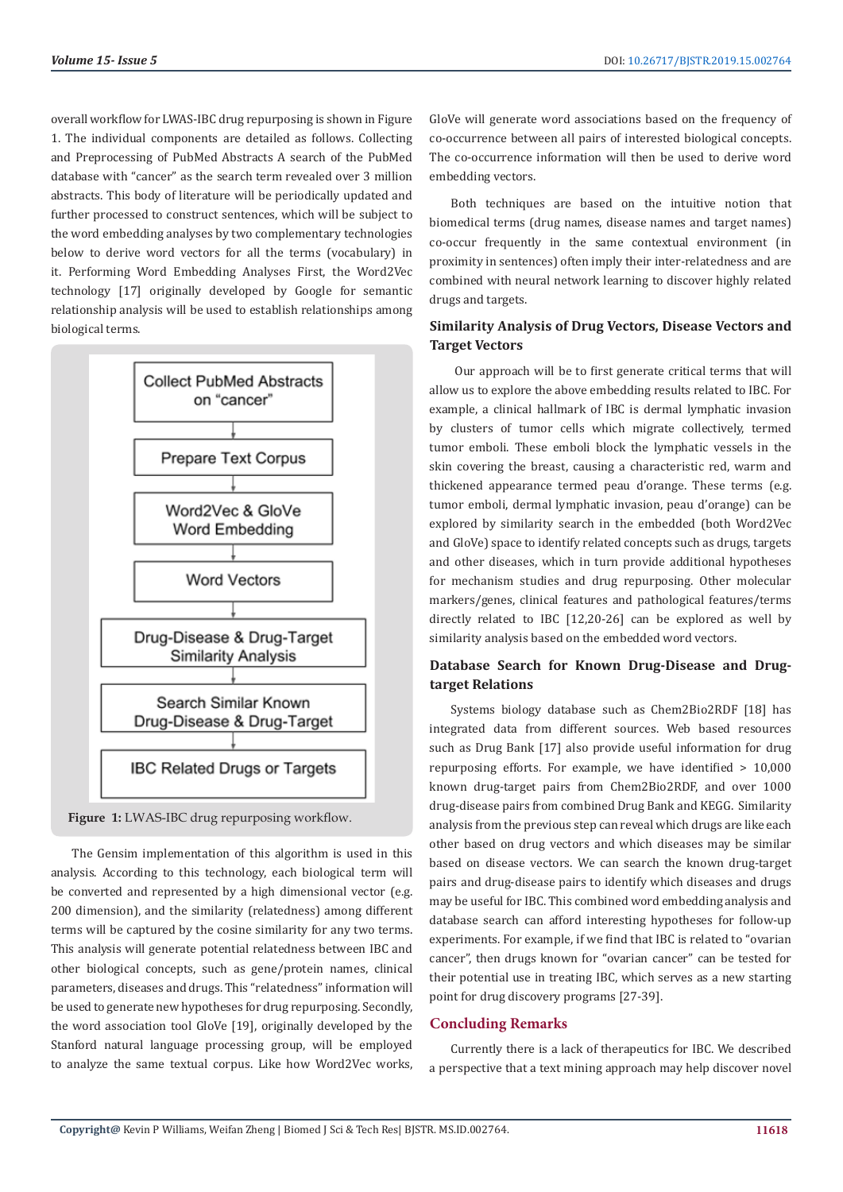overall workflow for LWAS-IBC drug repurposing is shown in Figure 1. The individual components are detailed as follows. Collecting and Preprocessing of PubMed Abstracts A search of the PubMed database with "cancer" as the search term revealed over 3 million abstracts. This body of literature will be periodically updated and further processed to construct sentences, which will be subject to the word embedding analyses by two complementary technologies below to derive word vectors for all the terms (vocabulary) in it. Performing Word Embedding Analyses First, the Word2Vec technology [17] originally developed by Google for semantic relationship analysis will be used to establish relationships among biological terms.

Collect PubMed Abstracts on "cancer" → Prepare Text Corpus → Word2Vec & GloVe Word Embedding → Word Vectors → Drug-Disease & Drug-Target Similarity Analysis → Search Similar Known Drug-Disease & Drug-Target → IBC Related Drugs or Targets

**Figure 1:** LWAS-IBC drug repurposing workflow.

The Gensim implementation of this algorithm is used in this analysis. According to this technology, each biological term will be converted and represented by a high dimensional vector (e.g. 200 dimension), and the similarity (relatedness) among different terms will be captured by the cosine similarity for any two terms. This analysis will generate potential relatedness between IBC and other biological concepts, such as gene/protein names, clinical parameters, diseases and drugs. This "relatedness" information will be used to generate new hypotheses for drug repurposing. Secondly, the word association tool GloVe [19], originally developed by the Stanford natural language processing group, will be employed to analyze the same textual corpus. Like how Word2Vec works, GloVe will generate word associations based on the frequency of co-occurrence between all pairs of interested biological concepts. The co-occurrence information will then be used to derive word embedding vectors.

Both techniques are based on the intuitive notion that biomedical terms (drug names, disease names and target names) co-occur frequently in the same contextual environment (in proximity in sentences) often imply their inter-relatedness and are combined with neural network learning to discover highly related drugs and targets.

### Similarity Analysis of Drug Vectors, Disease Vectors and Target Vectors

Our approach will be to first generate critical terms that will allow us to explore the above embedding results related to IBC. For example, a clinical hallmark of IBC is dermal lymphatic invasion by clusters of tumor cells which migrate collectively, termed tumor emboli. These emboli block the lymphatic vessels in the skin covering the breast, causing a characteristic red, warm and thickened appearance termed peau d'orange. These terms (e.g. tumor emboli, dermal lymphatic invasion, peau d'orange) can be explored by similarity search in the embedded (both Word2Vec and GloVe) space to identify related concepts such as drugs, targets and other diseases, which in turn provide additional hypotheses for mechanism studies and drug repurposing. Other molecular markers/genes, clinical features and pathological features/terms directly related to IBC [12,20-26] can be explored as well by similarity analysis based on the embedded word vectors.

### Database Search for Known Drug-Disease and Drug-target Relations

Systems biology database such as Chem2Bio2RDF [18] has integrated data from different sources. Web based resources such as Drug Bank [17] also provide useful information for drug repurposing efforts. For example, we have identified > 10,000 known drug-target pairs from Chem2Bio2RDF, and over 1000 drug-disease pairs from combined Drug Bank and KEGG. Similarity analysis from the previous step can reveal which drugs are like each other based on drug vectors and which diseases may be similar based on disease vectors. We can search the known drug-target pairs and drug-disease pairs to identify which diseases and drugs may be useful for IBC. This combined word embedding analysis and database search can afford interesting hypotheses for follow-up experiments. For example, if we find that IBC is related to "ovarian cancer", then drugs known for "ovarian cancer" can be tested for their potential use in treating IBC, which serves as a new starting point for drug discovery programs [27-39].

## Concluding Remarks

Currently there is a lack of therapeutics for IBC. We described a perspective that a text mining approach may help discover novel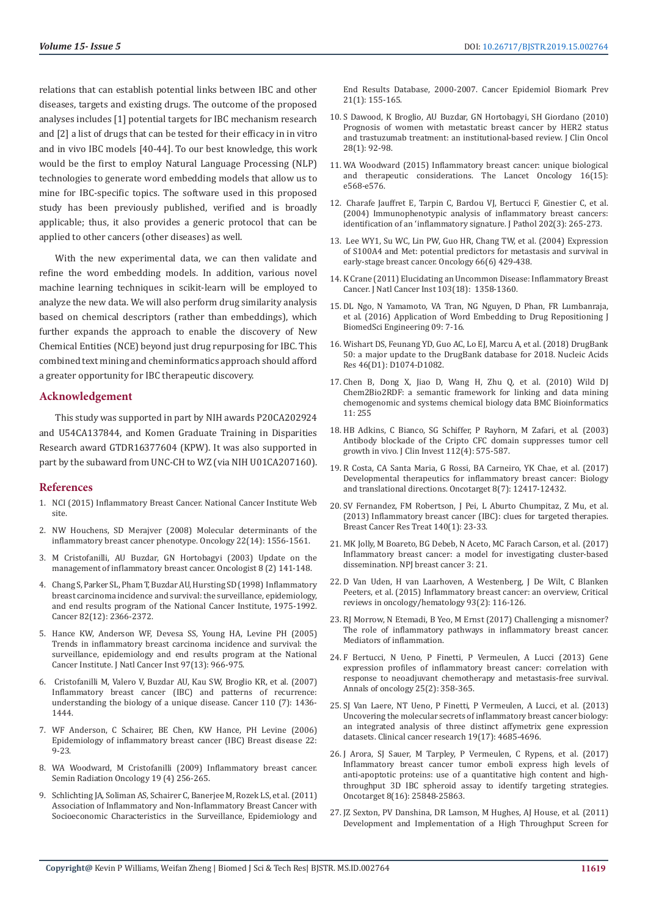relations that can establish potential links between IBC and other diseases, targets and existing drugs. The outcome of the proposed analyses includes [1] potential targets for IBC mechanism research and [2] a list of drugs that can be tested for their efficacy in in vitro and in vivo IBC models [40-44]. To our best knowledge, this work would be the first to employ Natural Language Processing (NLP) technologies to generate word embedding models that allow us to mine for IBC-specific topics. The software used in this proposed study has been previously published, verified and is broadly applicable; thus, it also provides a generic protocol that can be applied to other cancers (other diseases) as well.

With the new experimental data, we can then validate and refine the word embedding models. In addition, various novel machine learning techniques in scikit-learn will be employed to analyze the new data. We will also perform drug similarity analysis based on chemical descriptors (rather than embeddings), which further expands the approach to enable the discovery of New Chemical Entities (NCE) beyond just drug repurposing for IBC. This combined text mining and cheminformatics approach should afford a greater opportunity for IBC therapeutic discovery.

## Acknowledgement

This study was supported in part by NIH awards P20CA202924 and U54CA137844, and Komen Graduate Training in Disparities Research award GTDR16377604 (KPW). It was also supported in part by the subaward from UNC-CH to WZ (via NIH U01CA207160).

## References

1. NCI (2015) Inflammatory Breast Cancer. National Cancer Institute Web site.
2. NW Houchens, SD Merajver (2008) Molecular determinants of the inflammatory breast cancer phenotype. Oncology 22(14): 1556-1561.
3. M Cristofanilli, AU Buzdar, GN Hortobagyi (2003) Update on the management of inflammatory breast cancer. Oncologist 8 (2) 141-148.
4. Chang S, Parker SL, Pham T, Buzdar AU, Hursting SD (1998) Inflammatory breast carcinoma incidence and survival: the surveillance, epidemiology, and end results program of the National Cancer Institute, 1975-1992. Cancer 82(12): 2366-2372.
5. Hance KW, Anderson WF, Devesa SS, Young HA, Levine PH (2005) Trends in inflammatory breast carcinoma incidence and survival: the surveillance, epidemiology and end results program at the National Cancer Institute. J Natl Cancer Inst 97(13): 966-975.
6. Cristofanilli M, Valero V, Buzdar AU, Kau SW, Broglio KR, et al. (2007) Inflammatory breast cancer (IBC) and patterns of recurrence: understanding the biology of a unique disease. Cancer 110 (7): 1436-1444.
7. WF Anderson, C Schairer, BE Chen, KW Hance, PH Levine (2006) Epidemiology of inflammatory breast cancer (IBC) Breast disease 22: 9-23.
8. WA Woodward, M Cristofanilli (2009) Inflammatory breast cancer. Semin Radiation Oncology 19 (4) 256-265.
9. Schlichting JA, Soliman AS, Schairer C, Banerjee M, Rozek LS, et al. (2011) Association of Inflammatory and Non-Inflammatory Breast Cancer with Socioeconomic Characteristics in the Surveillance, Epidemiology and End Results Database, 2000-2007. Cancer Epidemiol Biomark Prev 21(1): 155-165.
10. S Dawood, K Broglio, AU Buzdar, GN Hortobagyi, SH Giordano (2010) Prognosis of women with metastatic breast cancer by HER2 status and trastuzumab treatment: an institutional-based review. J Clin Oncol 28(1): 92-98.
11. WA Woodward (2015) Inflammatory breast cancer: unique biological and therapeutic considerations. The Lancet Oncology 16(15): e568-e576.
12. Charafe Jauffret E, Tarpin C, Bardou VJ, Bertucci F, Ginestier C, et al. (2004) Immunophenotypic analysis of inflammatory breast cancers: identification of an 'inflammatory signature. J Pathol 202(3): 265-273.
13. Lee WY1, Su WC, Lin PW, Guo HR, Chang TW, et al. (2004) Expression of S100A4 and Met: potential predictors for metastasis and survival in early-stage breast cancer. Oncology 66(6) 429-438.
14. K Crane (2011) Elucidating an Uncommon Disease: Inflammatory Breast Cancer. J Natl Cancer Inst 103(18): 1358-1360.
15. DL Ngo, N Yamamoto, VA Tran, NG Nguyen, D Phan, FR Lumbanraja, et al. (2016) Application of Word Embedding to Drug Repositioning J BiomedSci Engineering 09: 7-16.
16. Wishart DS, Feunang YD, Guo AC, Lo EJ, Marcu A, et al. (2018) DrugBank 50: a major update to the DrugBank database for 2018. Nucleic Acids Res 46(D1): D1074-D1082.
17. Chen B, Dong X, Jiao D, Wang H, Zhu Q, et al. (2010) Wild DJ Chem2Bio2RDF: a semantic framework for linking and data mining chemogenomic and systems chemical biology data BMC Bioinformatics 11: 255
18. HB Adkins, C Bianco, SG Schiffer, P Rayhorn, M Zafari, et al. (2003) Antibody blockade of the Cripto CFC domain suppresses tumor cell growth in vivo. J Clin Invest 112(4): 575-587.
19. R Costa, CA Santa Maria, G Rossi, BA Carneiro, YK Chae, et al. (2017) Developmental therapeutics for inflammatory breast cancer: Biology and translational directions. Oncotarget 8(7): 12417-12432.
20. SV Fernandez, FM Robertson, J Pei, L Aburto Chumpitaz, Z Mu, et al. (2013) Inflammatory breast cancer (IBC): clues for targeted therapies. Breast Cancer Res Treat 140(1): 23-33.
21. MK Jolly, M Boareto, BG Debeb, N Aceto, MC Farach Carson, et al. (2017) Inflammatory breast cancer: a model for investigating cluster-based dissemination. NPJ breast cancer 3: 21.
22. D Van Uden, H van Laarhoven, A Westenberg, J De Wilt, C Blanken Peeters, et al. (2015) Inflammatory breast cancer: an overview, Critical reviews in oncology/hematology 93(2): 116-126.
23. RJ Morrow, N Etemadi, B Yeo, M Ernst (2017) Challenging a misnomer? The role of inflammatory pathways in inflammatory breast cancer. Mediators of inflammation.
24. F Bertucci, N Ueno, P Finetti, P Vermeulen, A Lucci (2013) Gene expression profiles of inflammatory breast cancer: correlation with response to neoadjuvant chemotherapy and metastasis-free survival. Annals of oncology 25(2): 358-365.
25. SJ Van Laere, NT Ueno, P Finetti, P Vermeulen, A Lucci, et al. (2013) Uncovering the molecular secrets of inflammatory breast cancer biology: an integrated analysis of three distinct affymetrix gene expression datasets. Clinical cancer research 19(17): 4685-4696.
26. J Arora, SJ Sauer, M Tarpley, P Vermeulen, C Rypens, et al. (2017) Inflammatory breast cancer tumor emboli express high levels of anti-apoptotic proteins: use of a quantitative high content and high-throughput 3D IBC spheroid assay to identify targeting strategies. Oncotarget 8(16): 25848-25863.
27. JZ Sexton, PV Danshina, DR Lamson, M Hughes, AJ House, et al. (2011) Development and Implementation of a High Throughput Screen for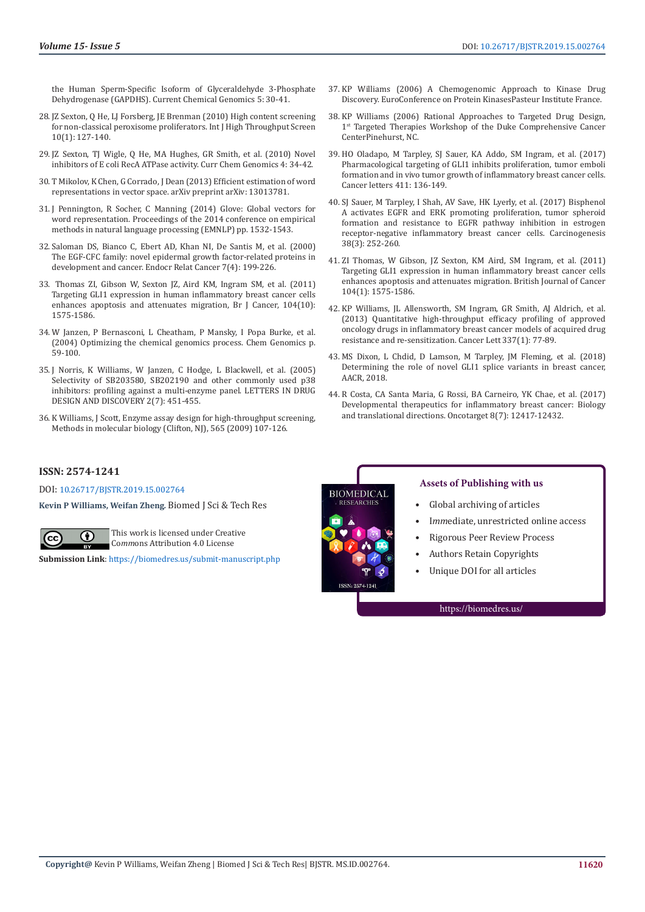the Human Sperm-Specific Isoform of Glyceraldehyde 3-Phosphate Dehydrogenase (GAPDHS). Current Chemical Genomics 5: 30-41.

28. JZ Sexton, Q He, LJ Forsberg, JE Brenman (2010) High content screening for non-classical peroxisome proliferators. Int J High Throughput Screen 10(1): 127-140.
29. JZ Sexton, TJ Wigle, Q He, MA Hughes, GR Smith, et al. (2010) Novel inhibitors of E coli RecA ATPase activity. Curr Chem Genomics 4: 34-42.
30. T Mikolov, K Chen, G Corrado, J Dean (2013) Efficient estimation of word representations in vector space. arXiv preprint arXiv: 13013781.
31. J Pennington, R Socher, C Manning (2014) Glove: Global vectors for word representation. Proceedings of the 2014 conference on empirical methods in natural language processing (EMNLP) pp. 1532-1543.
32. Saloman DS, Bianco C, Ebert AD, Khan NI, De Santis M, et al. (2000) The EGF-CFC family: novel epidermal growth factor-related proteins in development and cancer. Endocr Relat Cancer 7(4): 199-226.
33. Thomas ZI, Gibson W, Sexton JZ, Aird KM, Ingram SM, et al. (2011) Targeting GLI1 expression in human inflammatory breast cancer cells enhances apoptosis and attenuates migration, Br J Cancer, 104(10): 1575-1586.
34. W Janzen, P Bernasconi, L Cheatham, P Mansky, I Popa Burke, et al. (2004) Optimizing the chemical genomics process. Chem Genomics p. 59-100.
35. J Norris, K Williams, W Janzen, C Hodge, L Blackwell, et al. (2005) Selectivity of SB203580, SB202190 and other commonly used p38 inhibitors: profiling against a multi-enzyme panel. LETTERS IN DRUG DESIGN AND DISCOVERY 2(7): 451-455.
36. K Williams, J Scott, Enzyme assay design for high-throughput screening, Methods in molecular biology (Clifton, NJ), 565 (2009) 107-126.
37. KP Williams (2006) A Chemogenomic Approach to Kinase Drug Discovery. EuroConference on Protein KinasesPasteur Institute France.
38. KP Williams (2006) Rational Approaches to Targeted Drug Design, 1st Targeted Therapies Workshop of the Duke Comprehensive Cancer CenterPinehurst, NC.
39. HO Oladapo, M Tarpley, SJ Sauer, KA Addo, SM Ingram, et al. (2017) Pharmacological targeting of GLI1 inhibits proliferation, tumor emboli formation and in vivo tumor growth of inflammatory breast cancer cells. Cancer letters 411: 136-149.
40. SJ Sauer, M Tarpley, I Shah, AV Save, HK Lyerly, et al. (2017) Bisphenol A activates EGFR and ERK promoting proliferation, tumor spheroid formation and resistance to EGFR pathway inhibition in estrogen receptor-negative inflammatory breast cancer cells. Carcinogenesis 38(3): 252-260.
41. ZI Thomas, W Gibson, JZ Sexton, KM Aird, SM Ingram, et al. (2011) Targeting GLI1 expression in human inflammatory breast cancer cells enhances apoptosis and attenuates migration. British Journal of Cancer 104(1): 1575-1586.
42. KP Williams, JL Allensworth, SM Ingram, GR Smith, AJ Aldrich, et al. (2013) Quantitative high-throughput efficacy profiling of approved oncology drugs in inflammatory breast cancer models of acquired drug resistance and re-sensitization. Cancer Lett 337(1): 77-89.
43. MS Dixon, L Chdid, D Lamson, M Tarpley, JM Fleming, et al. (2018) Determining the role of novel GLI1 splice variants in breast cancer, AACR, 2018.
44. R Costa, CA Santa Maria, G Rossi, BA Carneiro, YK Chae, et al. (2017) Developmental therapeutics for inflammatory breast cancer: Biology and translational directions. Oncotarget 8(7): 12417-12432.

**ISSN: 2574-1241**

DOI: 10.26717/BJSTR.2019.15.002764

**Kevin P Williams, Weifan Zheng.** Biomed J Sci & Tech Res

This work is licensed under Creative Commons Attribution 4.0 License

**Submission Link**: https://biomedres.us/submit-manuscript.php

**Assets of Publishing with us**

- Global archiving of articles
- Immediate, unrestricted online access
- Rigorous Peer Review Process
- Authors Retain Copyrights
- Unique DOI for all articles

https://biomedres.us/